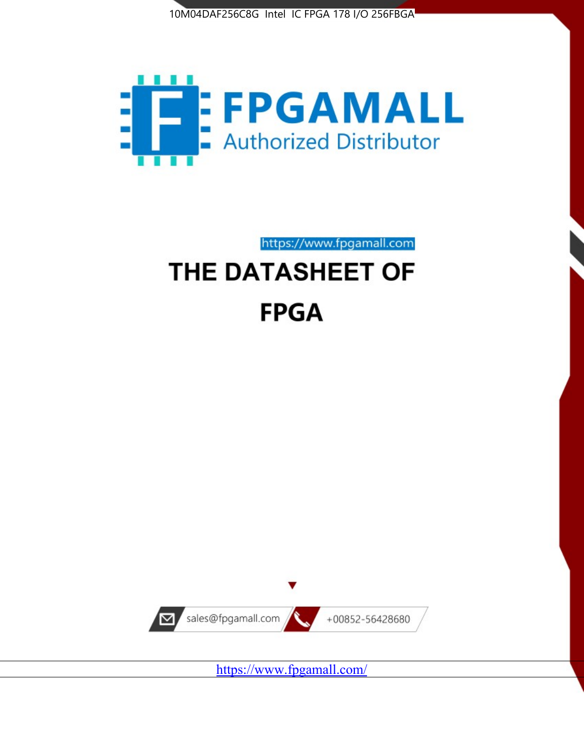10M04DAF256C8G Intel IC FPGA 178 I/O 256FBGA

FPGAMALL
Authorized Distributor

https://www.fpgamall.com

# THE DATASHEET OF

# FPGA

sales@fpgamall.com

+00852-56428680

https://www.fpgamall.com/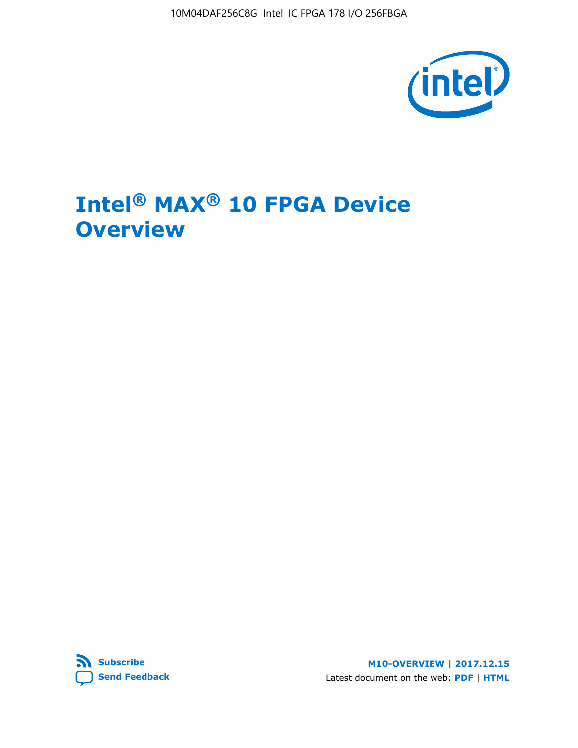# Intel® MAX® 10 FPGA Device Overview

Subscribe

Send Feedback

M10-OVERVIEW | 2017.12.15

Latest document on the web: PDF | HTML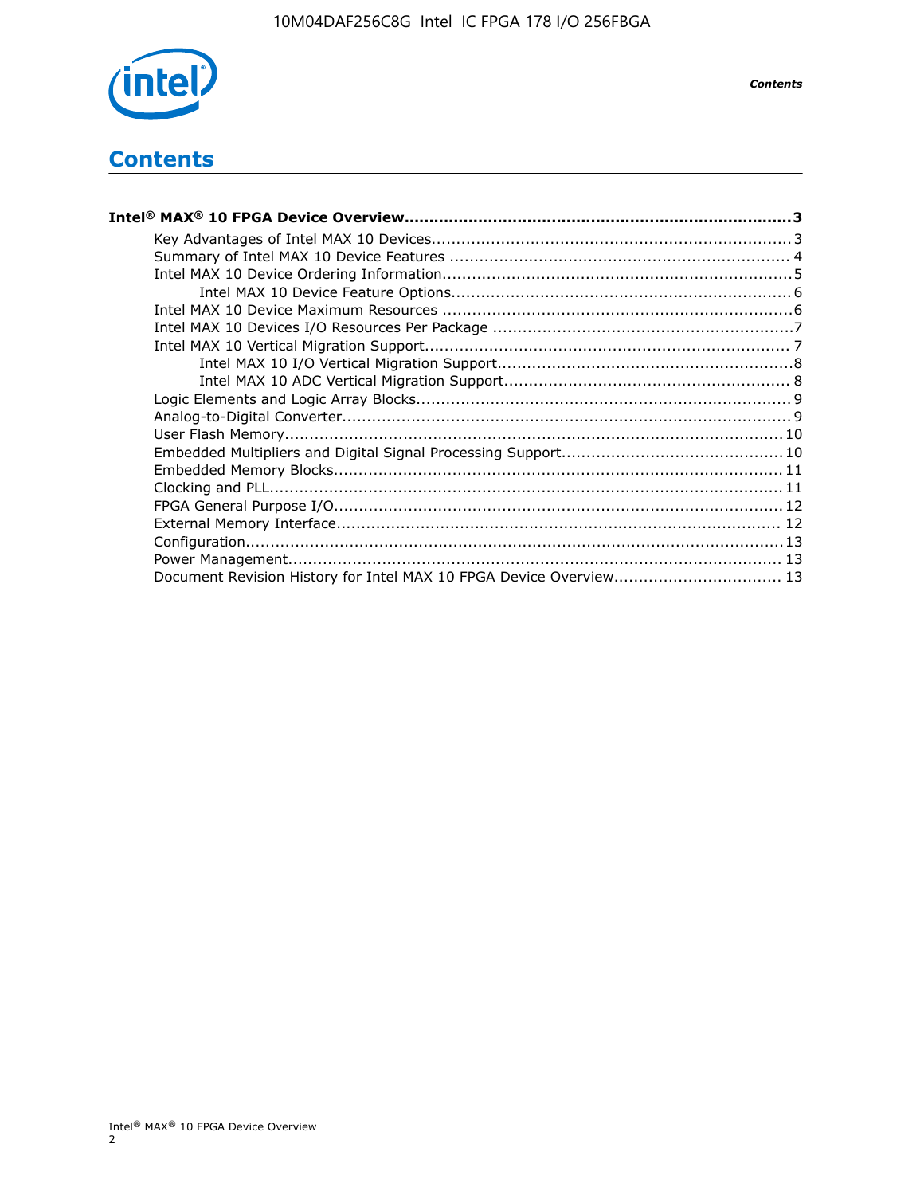# Contents

**Intel® MAX® 10 FPGA Device Overview....................................................................................3**

- Key Advantages of Intel MAX 10 Devices........................................................................3
- Summary of Intel MAX 10 Device Features ....................................................................4
- Intel MAX 10 Device Ordering Information.......................................................................5
    - Intel MAX 10 Device Feature Options.....................................................................6
- Intel MAX 10 Device Maximum Resources .......................................................................6
- Intel MAX 10 Devices I/O Resources Per Package .............................................................7
- Intel MAX 10 Vertical Migration Support..........................................................................7
    - Intel MAX 10 I/O Vertical Migration Support............................................................8
    - Intel MAX 10 ADC Vertical Migration Support..........................................................8
- Logic Elements and Logic Array Blocks............................................................................9
- Analog-to-Digital Converter...........................................................................................9
- User Flash Memory.....................................................................................................10
- Embedded Multipliers and Digital Signal Processing Support.............................................10
- Embedded Memory Blocks...........................................................................................11
- Clocking and PLL........................................................................................................11
- FPGA General Purpose I/O...........................................................................................12
- External Memory Interface...........................................................................................12
- Configuration.............................................................................................................13
- Power Management....................................................................................................13
- Document Revision History for Intel MAX 10 FPGA Device Overview..................................13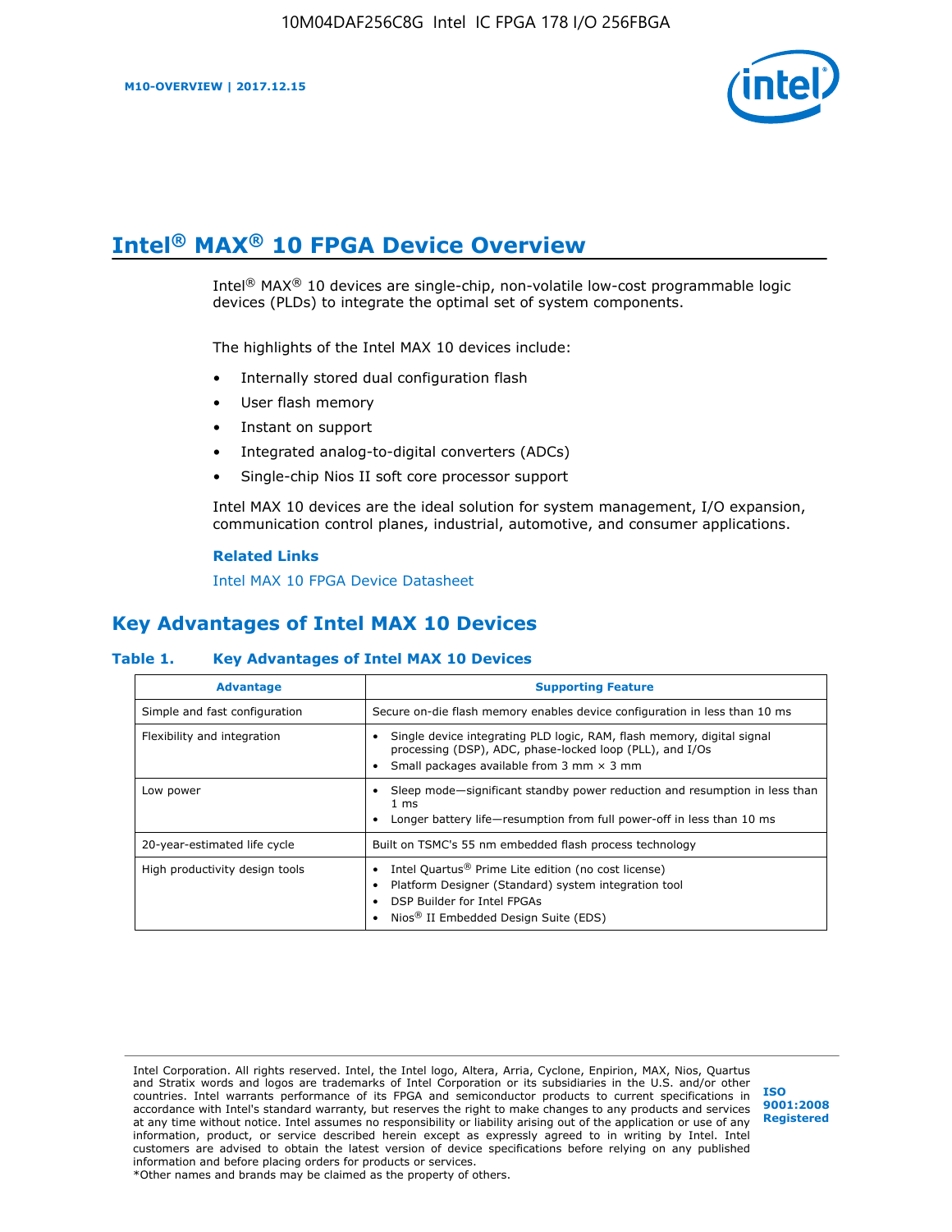# Intel® MAX® 10 FPGA Device Overview

Intel® MAX® 10 devices are single-chip, non-volatile low-cost programmable logic devices (PLDs) to integrate the optimal set of system components.

The highlights of the Intel MAX 10 devices include:

- Internally stored dual configuration flash
- User flash memory
- Instant on support
- Integrated analog-to-digital converters (ADCs)
- Single-chip Nios II soft core processor support

Intel MAX 10 devices are the ideal solution for system management, I/O expansion, communication control planes, industrial, automotive, and consumer applications.

**Related Links**

Intel MAX 10 FPGA Device Datasheet

## Key Advantages of Intel MAX 10 Devices

**Table 1. Key Advantages of Intel MAX 10 Devices**

| Advantage | Supporting Feature |
| --- | --- |
| Simple and fast configuration | Secure on-die flash memory enables device configuration in less than 10 ms |
| Flexibility and integration | • Single device integrating PLD logic, RAM, flash memory, digital signal processing (DSP), ADC, phase-locked loop (PLL), and I/Os<br>• Small packages available from 3 mm × 3 mm |
| Low power | • Sleep mode—significant standby power reduction and resumption in less than 1 ms<br>• Longer battery life—resumption from full power-off in less than 10 ms |
| 20-year-estimated life cycle | Built on TSMC's 55 nm embedded flash process technology |
| High productivity design tools | • Intel Quartus® Prime Lite edition (no cost license)<br>• Platform Designer (Standard) system integration tool<br>• DSP Builder for Intel FPGAs<br>• Nios® II Embedded Design Suite (EDS) |

Intel Corporation. All rights reserved. Intel, the Intel logo, Altera, Arria, Cyclone, Enpirion, MAX, Nios, Quartus and Stratix words and logos are trademarks of Intel Corporation or its subsidiaries in the U.S. and/or other countries. Intel warrants performance of its FPGA and semiconductor products to current specifications in accordance with Intel's standard warranty, but reserves the right to make changes to any products and services at any time without notice. Intel assumes no responsibility or liability arising out of the application or use of any information, product, or service described herein except as expressly agreed to in writing by Intel. Intel customers are advised to obtain the latest version of device specifications before relying on any published information and before placing orders for products or services.
*Other names and brands may be claimed as the property of others.

ISO 9001:2008 Registered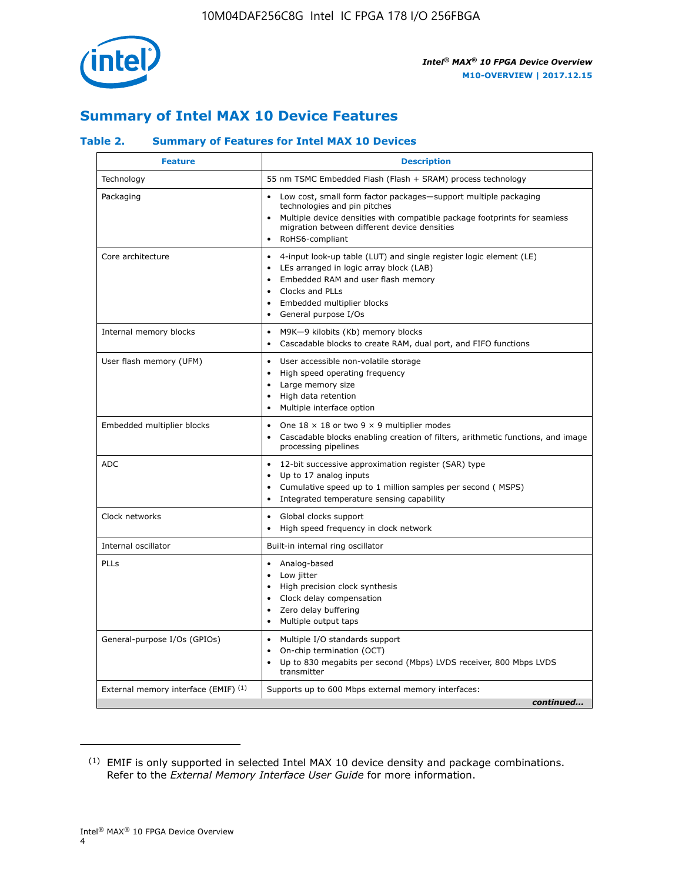## Summary of Intel MAX 10 Device Features

### Table 2. Summary of Features for Intel MAX 10 Devices

| Feature | Description |
|---|---|
| Technology | 55 nm TSMC Embedded Flash (Flash + SRAM) process technology |
| Packaging | • Low cost, small form factor packages—support multiple packaging technologies and pin pitches<br>• Multiple device densities with compatible package footprints for seamless migration between different device densities<br>• RoHS6-compliant |
| Core architecture | • 4-input look-up table (LUT) and single register logic element (LE)<br>• LEs arranged in logic array block (LAB)<br>• Embedded RAM and user flash memory<br>• Clocks and PLLs<br>• Embedded multiplier blocks<br>• General purpose I/Os |
| Internal memory blocks | • M9K—9 kilobits (Kb) memory blocks<br>• Cascadable blocks to create RAM, dual port, and FIFO functions |
| User flash memory (UFM) | • User accessible non-volatile storage<br>• High speed operating frequency<br>• Large memory size<br>• High data retention<br>• Multiple interface option |
| Embedded multiplier blocks | • One 18 × 18 or two 9 × 9 multiplier modes<br>• Cascadable blocks enabling creation of filters, arithmetic functions, and image processing pipelines |
| ADC | • 12-bit successive approximation register (SAR) type<br>• Up to 17 analog inputs<br>• Cumulative speed up to 1 million samples per second ( MSPS)<br>• Integrated temperature sensing capability |
| Clock networks | • Global clocks support<br>• High speed frequency in clock network |
| Internal oscillator | Built-in internal ring oscillator |
| PLLs | • Analog-based<br>• Low jitter<br>• High precision clock synthesis<br>• Clock delay compensation<br>• Zero delay buffering<br>• Multiple output taps |
| General-purpose I/Os (GPIOs) | • Multiple I/O standards support<br>• On-chip termination (OCT)<br>• Up to 830 megabits per second (Mbps) LVDS receiver, 800 Mbps LVDS transmitter |
| External memory interface (EMIF) [1] | Supports up to 600 Mbps external memory interfaces: |

*continued...*

[1] EMIF is only supported in selected Intel MAX 10 device density and package combinations. Refer to the *External Memory Interface User Guide* for more information.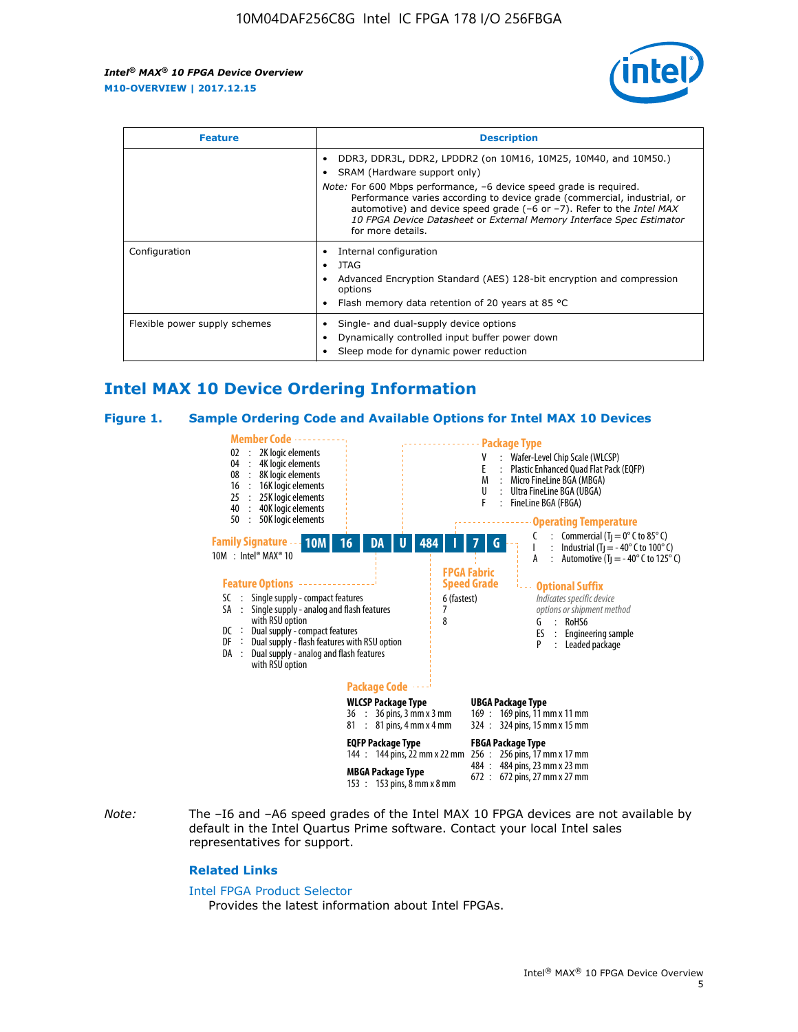| Feature | Description |
| --- | --- |
| | • DDR3, DDR3L, DDR2, LPDDR2 (on 10M16, 10M25, 10M40, and 10M50.)<br>• SRAM (Hardware support only)<br>*Note:* For 600 Mbps performance, –6 device speed grade is required. Performance varies according to device grade (commercial, industrial, or automotive) and device speed grade (–6 or –7). Refer to the *Intel MAX 10 FPGA Device Datasheet* or *External Memory Interface Spec Estimator* for more details. |
| Configuration | • Internal configuration<br>• JTAG<br>• Advanced Encryption Standard (AES) 128-bit encryption and compression options<br>• Flash memory data retention of 20 years at 85 °C |
| Flexible power supply schemes | • Single- and dual-supply device options<br>• Dynamically controlled input buffer power down<br>• Sleep mode for dynamic power reduction |

## Intel MAX 10 Device Ordering Information

### Figure 1. Sample Ordering Code and Available Options for Intel MAX 10 Devices

**10M | 16 | DA | U | 484 | I | 7 | G**

**Family Signature**
10M : Intel® MAX® 10

**Member Code**
- 02 : 2K logic elements
- 04 : 4K logic elements
- 08 : 8K logic elements
- 16 : 16K logic elements
- 25 : 25K logic elements
- 40 : 40K logic elements
- 50 : 50K logic elements

**Feature Options**
- SC : Single supply - compact features
- SA : Single supply - analog and flash features with RSU option
- DC : Dual supply - compact features
- DF : Dual supply - flash features with RSU option
- DA : Dual supply - analog and flash features with RSU option

**Package Type**
- V : Wafer-Level Chip Scale (WLCSP)
- E : Plastic Enhanced Quad Flat Pack (EQFP)
- M : Micro FineLine BGA (MBGA)
- U : Ultra FineLine BGA (UBGA)
- F : FineLine BGA (FBGA)

**Package Code**

WLCSP Package Type
- 36 : 36 pins, 3 mm x 3 mm
- 81 : 81 pins, 4 mm x 4 mm

EQFP Package Type
- 144 : 144 pins, 22 mm x 22 mm

MBGA Package Type
- 153 : 153 pins, 8 mm x 8 mm

UBGA Package Type
- 169 : 169 pins, 11 mm x 11 mm
- 324 : 324 pins, 15 mm x 15 mm

FBGA Package Type
- 256 : 256 pins, 17 mm x 17 mm
- 484 : 484 pins, 23 mm x 23 mm
- 672 : 672 pins, 27 mm x 27 mm

**Operating Temperature**
- C : Commercial ($T_J$ = 0° C to 85° C)
- I : Industrial ($T_J$ = - 40° C to 100° C)
- A : Automotive ($T_J$ = - 40° C to 125° C)

**FPGA Fabric Speed Grade**
- 6 (fastest)
- 7
- 8

**Optional Suffix**
*Indicates specific device options or shipment method*
- G : RoHS6
- ES : Engineering sample
- P : Leaded package

*Note:* The –I6 and –A6 speed grades of the Intel MAX 10 FPGA devices are not available by default in the Intel Quartus Prime software. Contact your local Intel sales representatives for support.

### Related Links

Intel FPGA Product Selector
Provides the latest information about Intel FPGAs.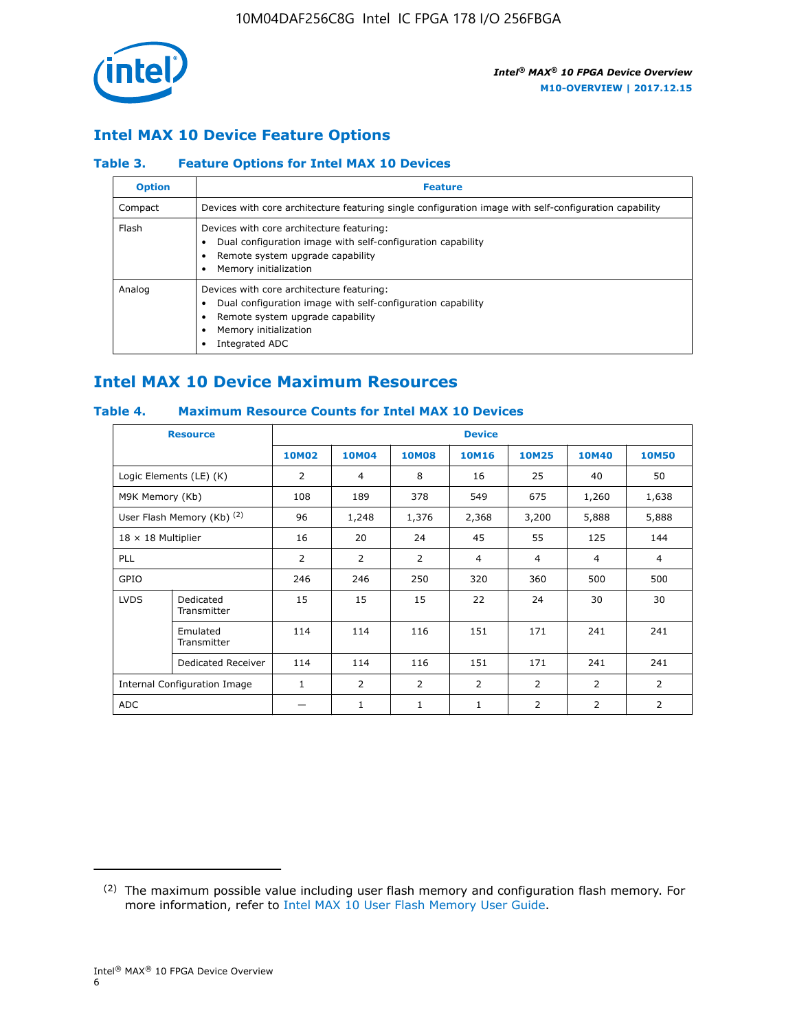## Intel MAX 10 Device Feature Options

### Table 3. Feature Options for Intel MAX 10 Devices

| Option | Feature |
|---|---|
| Compact | Devices with core architecture featuring single configuration image with self-configuration capability |
| Flash | Devices with core architecture featuring:<br>• Dual configuration image with self-configuration capability<br>• Remote system upgrade capability<br>• Memory initialization |
| Analog | Devices with core architecture featuring:<br>• Dual configuration image with self-configuration capability<br>• Remote system upgrade capability<br>• Memory initialization<br>• Integrated ADC |

## Intel MAX 10 Device Maximum Resources

### Table 4. Maximum Resource Counts for Intel MAX 10 Devices

| Resource | | Device | | | | | | |
|---|---|---|---|---|---|---|---|---|
| | | 10M02 | 10M04 | 10M08 | 10M16 | 10M25 | 10M40 | 10M50 |
| Logic Elements (LE) (K) | | 2 | 4 | 8 | 16 | 25 | 40 | 50 |
| M9K Memory (Kb) | | 108 | 189 | 378 | 549 | 675 | 1,260 | 1,638 |
| User Flash Memory (Kb) (2) | | 96 | 1,248 | 1,376 | 2,368 | 3,200 | 5,888 | 5,888 |
| 18 × 18 Multiplier | | 16 | 20 | 24 | 45 | 55 | 125 | 144 |
| PLL | | 2 | 2 | 2 | 4 | 4 | 4 | 4 |
| GPIO | | 246 | 246 | 250 | 320 | 360 | 500 | 500 |
| LVDS | Dedicated Transmitter | 15 | 15 | 15 | 22 | 24 | 30 | 30 |
| | Emulated Transmitter | 114 | 114 | 116 | 151 | 171 | 241 | 241 |
| | Dedicated Receiver | 114 | 114 | 116 | 151 | 171 | 241 | 241 |
| Internal Configuration Image | | 1 | 2 | 2 | 2 | 2 | 2 | 2 |
| ADC | | — | 1 | 1 | 1 | 2 | 2 | 2 |

(2) The maximum possible value including user flash memory and configuration flash memory. For more information, refer to Intel MAX 10 User Flash Memory User Guide.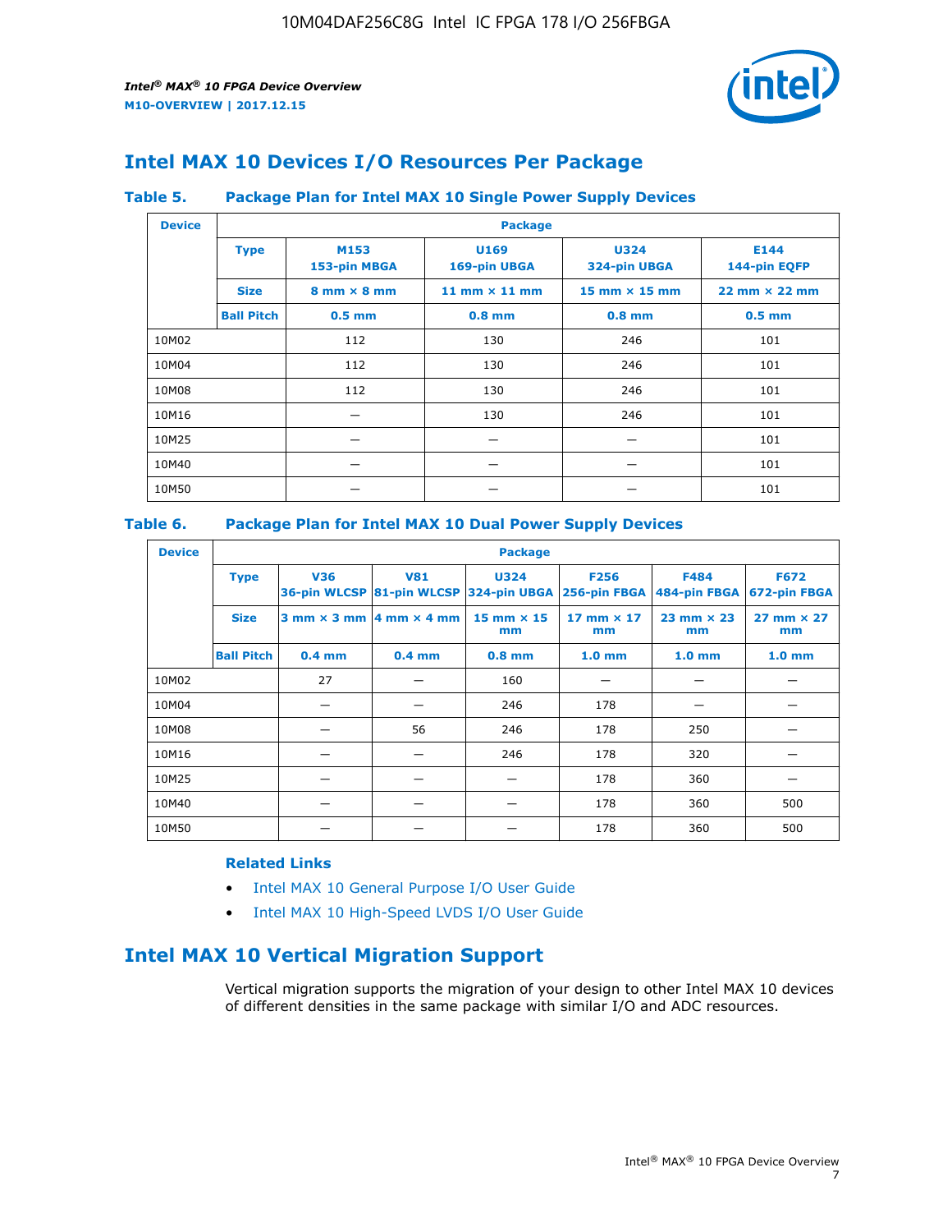## Intel MAX 10 Devices I/O Resources Per Package

### Table 5. Package Plan for Intel MAX 10 Single Power Supply Devices

| Device | Package | | | | |
|---|---|---|---|---|---|
| | **Type** | **M153** 153-pin MBGA | **U169** 169-pin UBGA | **U324** 324-pin UBGA | **E144** 144-pin EQFP |
| | **Size** | 8 mm × 8 mm | 11 mm × 11 mm | 15 mm × 15 mm | 22 mm × 22 mm |
| | **Ball Pitch** | 0.5 mm | 0.8 mm | 0.8 mm | 0.5 mm |
| 10M02 | | 112 | 130 | 246 | 101 |
| 10M04 | | 112 | 130 | 246 | 101 |
| 10M08 | | 112 | 130 | 246 | 101 |
| 10M16 | | — | 130 | 246 | 101 |
| 10M25 | | — | — | — | 101 |
| 10M40 | | — | — | — | 101 |
| 10M50 | | — | — | — | 101 |

### Table 6. Package Plan for Intel MAX 10 Dual Power Supply Devices

| Device | Package | | | | | | |
|---|---|---|---|---|---|---|---|
| | **Type** | **V36** 36-pin WLCSP | **V81** 81-pin WLCSP | **U324** 324-pin UBGA | **F256** 256-pin FBGA | **F484** 484-pin FBGA | **F672** 672-pin FBGA |
| | **Size** | 3 mm × 3 mm | 4 mm × 4 mm | 15 mm × 15 mm | 17 mm × 17 mm | 23 mm × 23 mm | 27 mm × 27 mm |
| | **Ball Pitch** | 0.4 mm | 0.4 mm | 0.8 mm | 1.0 mm | 1.0 mm | 1.0 mm |
| 10M02 | | 27 | — | 160 | — | — | — |
| 10M04 | | — | — | 246 | 178 | — | — |
| 10M08 | | — | 56 | 246 | 178 | 250 | — |
| 10M16 | | — | — | 246 | 178 | 320 | — |
| 10M25 | | — | — | — | 178 | 360 | — |
| 10M40 | | — | — | — | 178 | 360 | 500 |
| 10M50 | | — | — | — | 178 | 360 | 500 |

**Related Links**

- Intel MAX 10 General Purpose I/O User Guide
- Intel MAX 10 High-Speed LVDS I/O User Guide

## Intel MAX 10 Vertical Migration Support

Vertical migration supports the migration of your design to other Intel MAX 10 devices of different densities in the same package with similar I/O and ADC resources.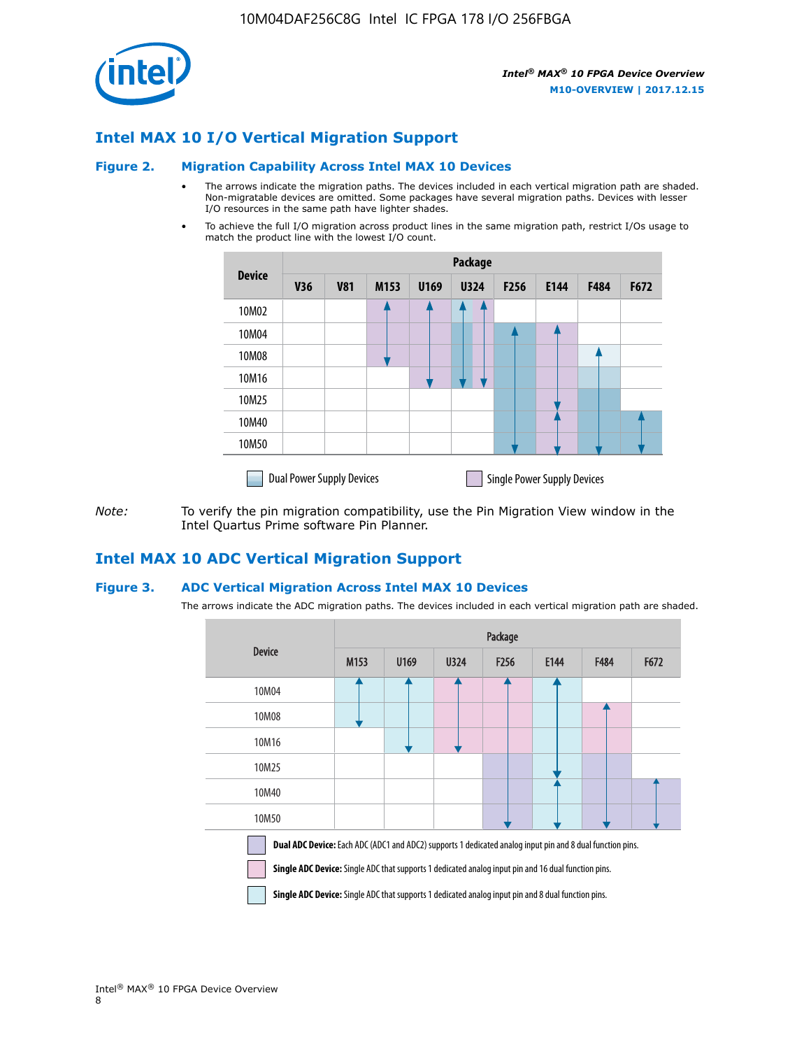## Intel MAX 10 I/O Vertical Migration Support

### Figure 2. Migration Capability Across Intel MAX 10 Devices

- The arrows indicate the migration paths. The devices included in each vertical migration path are shaded. Non-migratable devices are omitted. Some packages have several migration paths. Devices with lesser I/O resources in the same path have lighter shades.
- To achieve the full I/O migration across product lines in the same migration path, restrict I/Os usage to match the product line with the lowest I/O count.

| Device | Package | | | | | | | | |
|---|---|---|---|---|---|---|---|---|---|
| | V36 | V81 | M153 | U169 | U324 | F256 | E144 | F484 | F672 |
| 10M02 | | | | | | | | | |
| 10M04 | | | | | | | | | |
| 10M08 | | | | | | | | | |
| 10M16 | | | | | | | | | |
| 10M25 | | | | | | | | | |
| 10M40 | | | | | | | | | |
| 10M50 | | | | | | | | | |

Dual Power Supply Devices &nbsp;&nbsp; Single Power Supply Devices

*Note:* To verify the pin migration compatibility, use the Pin Migration View window in the Intel Quartus Prime software Pin Planner.

## Intel MAX 10 ADC Vertical Migration Support

### Figure 3. ADC Vertical Migration Across Intel MAX 10 Devices

The arrows indicate the ADC migration paths. The devices included in each vertical migration path are shaded.

| Device | Package | | | | | | |
|---|---|---|---|---|---|---|---|
| | M153 | U169 | U324 | F256 | E144 | F484 | F672 |
| 10M04 | | | | | | | |
| 10M08 | | | | | | | |
| 10M16 | | | | | | | |
| 10M25 | | | | | | | |
| 10M40 | | | | | | | |
| 10M50 | | | | | | | |

**Dual ADC Device:** Each ADC (ADC1 and ADC2) supports 1 dedicated analog input pin and 8 dual function pins.

**Single ADC Device:** Single ADC that supports 1 dedicated analog input pin and 16 dual function pins.

**Single ADC Device:** Single ADC that supports 1 dedicated analog input pin and 8 dual function pins.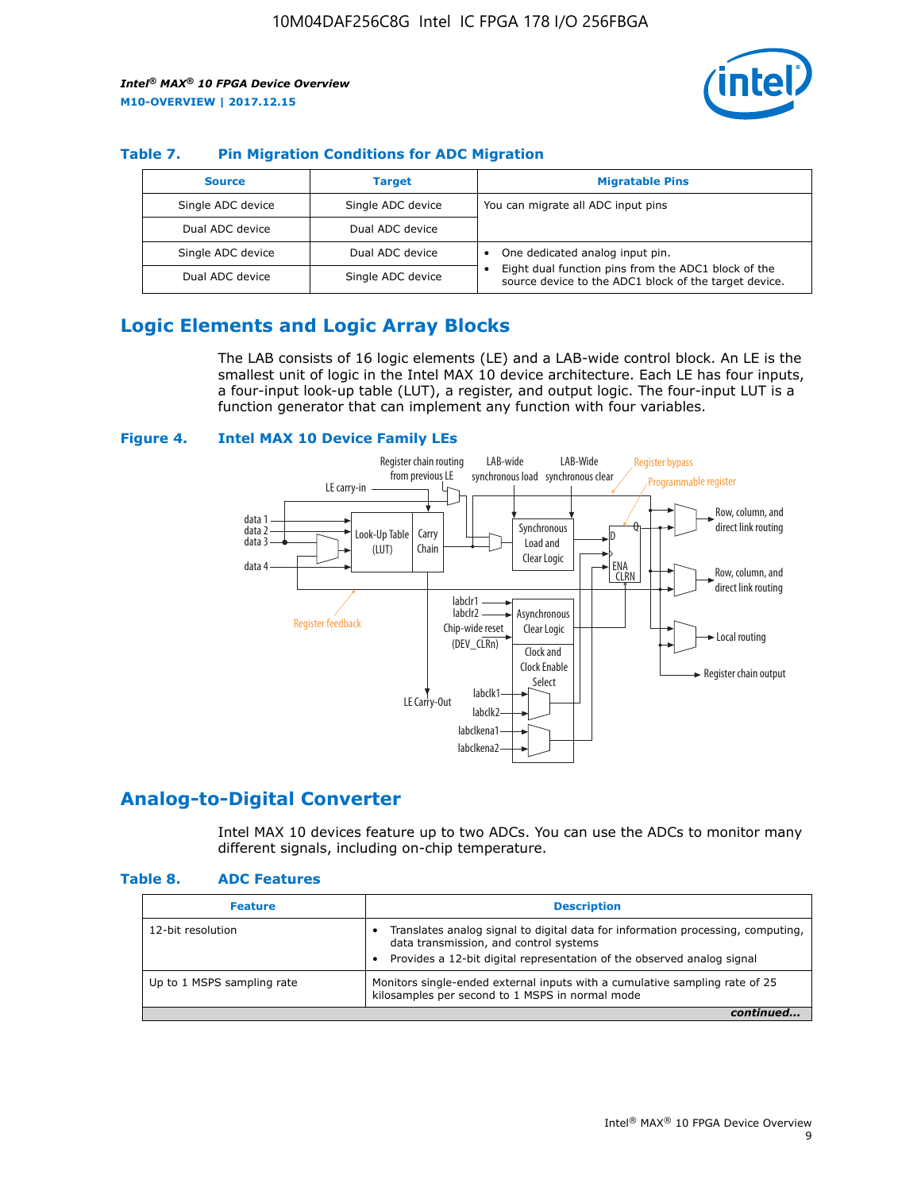### Table 7. Pin Migration Conditions for ADC Migration

| Source | Target | Migratable Pins |
|---|---|---|
| Single ADC device | Single ADC device | You can migrate all ADC input pins |
| Dual ADC device | Dual ADC device | |
| Single ADC device | Dual ADC device | • One dedicated analog input pin. • Eight dual function pins from the ADC1 block of the source device to the ADC1 block of the target device. |
| Dual ADC device | Single ADC device | |

## Logic Elements and Logic Array Blocks

The LAB consists of 16 logic elements (LE) and a LAB-wide control block. An LE is the smallest unit of logic in the Intel MAX 10 device architecture. Each LE has four inputs, a four-input look-up table (LUT), a register, and output logic. The four-input LUT is a function generator that can implement any function with four variables.

### Figure 4. Intel MAX 10 Device Family LEs

## Analog-to-Digital Converter

Intel MAX 10 devices feature up to two ADCs. You can use the ADCs to monitor many different signals, including on-chip temperature.

### Table 8. ADC Features

| Feature | Description |
|---|---|
| 12-bit resolution | • Translates analog signal to digital data for information processing, computing, data transmission, and control systems • Provides a 12-bit digital representation of the observed analog signal |
| Up to 1 MSPS sampling rate | Monitors single-ended external inputs with a cumulative sampling rate of 25 kilosamples per second to 1 MSPS in normal mode |

*continued...*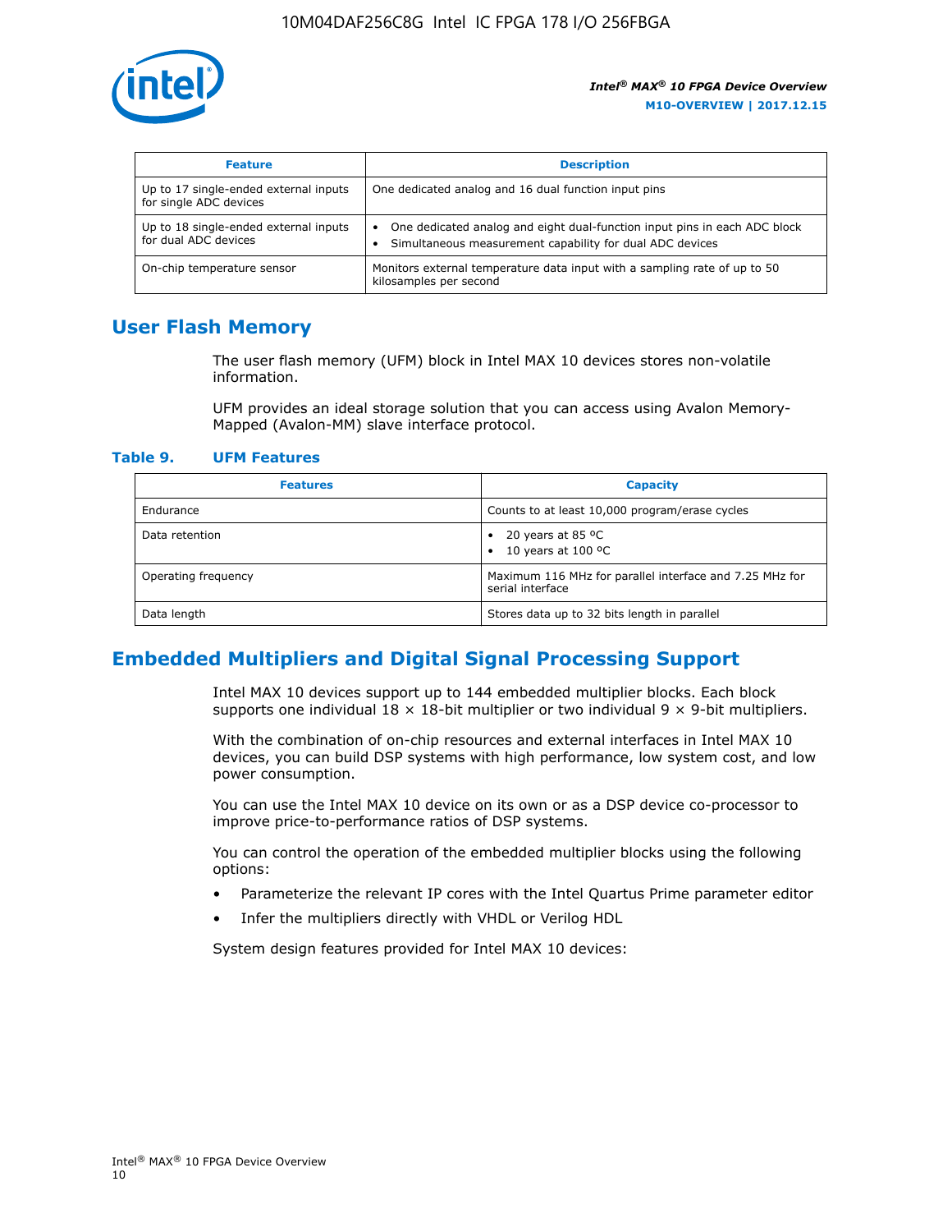| Feature | Description |
| --- | --- |
| Up to 17 single-ended external inputs for single ADC devices | One dedicated analog and 16 dual function input pins |
| Up to 18 single-ended external inputs for dual ADC devices | • One dedicated analog and eight dual-function input pins in each ADC block<br>• Simultaneous measurement capability for dual ADC devices |
| On-chip temperature sensor | Monitors external temperature data input with a sampling rate of up to 50 kilosamples per second |

## User Flash Memory

The user flash memory (UFM) block in Intel MAX 10 devices stores non-volatile information.

UFM provides an ideal storage solution that you can access using Avalon Memory-Mapped (Avalon-MM) slave interface protocol.

**Table 9. UFM Features**

| Features | Capacity |
| --- | --- |
| Endurance | Counts to at least 10,000 program/erase cycles |
| Data retention | • 20 years at 85 ºC<br>• 10 years at 100 ºC |
| Operating frequency | Maximum 116 MHz for parallel interface and 7.25 MHz for serial interface |
| Data length | Stores data up to 32 bits length in parallel |

## Embedded Multipliers and Digital Signal Processing Support

Intel MAX 10 devices support up to 144 embedded multiplier blocks. Each block supports one individual 18 × 18-bit multiplier or two individual 9 × 9-bit multipliers.

With the combination of on-chip resources and external interfaces in Intel MAX 10 devices, you can build DSP systems with high performance, low system cost, and low power consumption.

You can use the Intel MAX 10 device on its own or as a DSP device co-processor to improve price-to-performance ratios of DSP systems.

You can control the operation of the embedded multiplier blocks using the following options:

- Parameterize the relevant IP cores with the Intel Quartus Prime parameter editor
- Infer the multipliers directly with VHDL or Verilog HDL

System design features provided for Intel MAX 10 devices: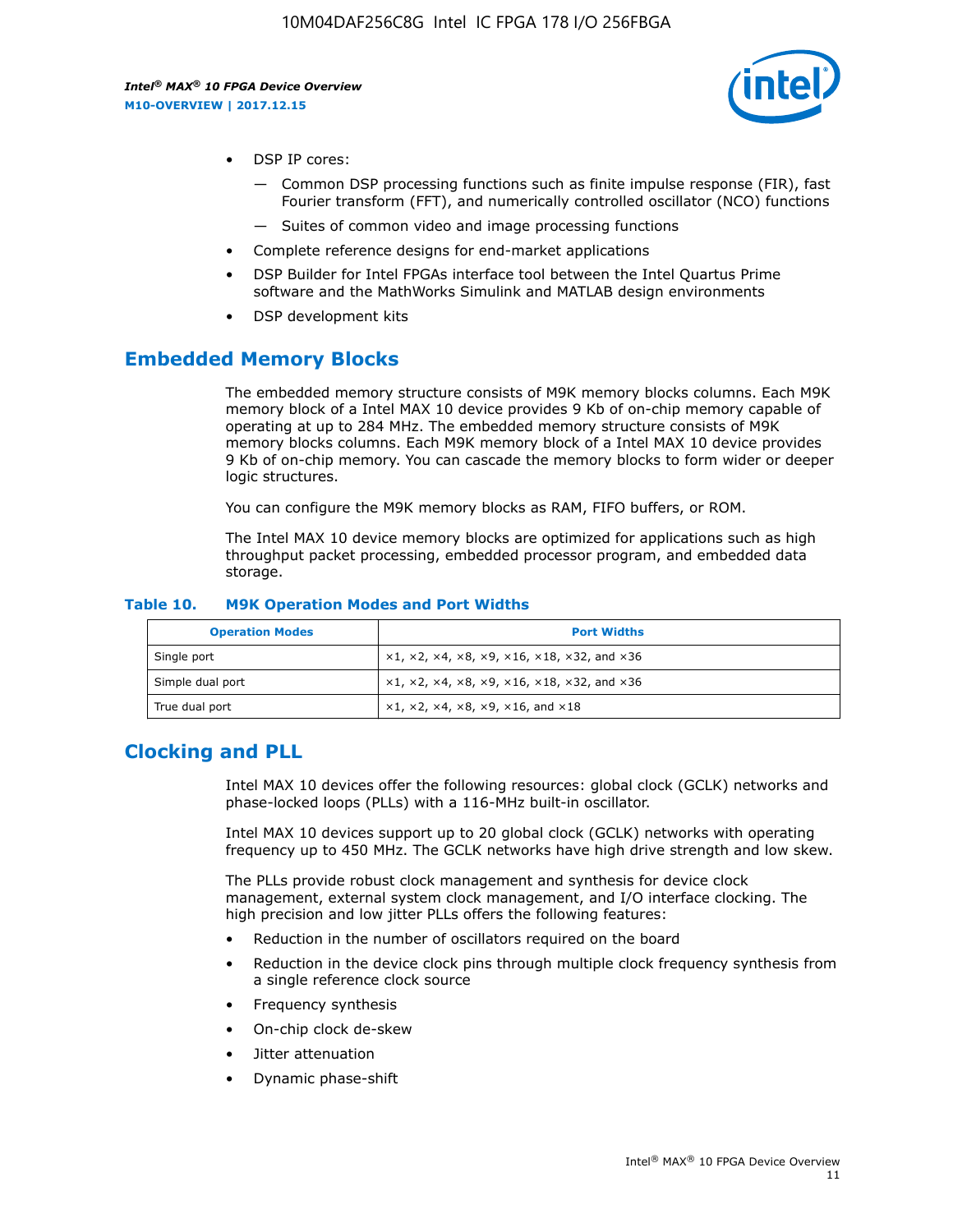- DSP IP cores:
  - Common DSP processing functions such as finite impulse response (FIR), fast Fourier transform (FFT), and numerically controlled oscillator (NCO) functions
  - Suites of common video and image processing functions
- Complete reference designs for end-market applications
- DSP Builder for Intel FPGAs interface tool between the Intel Quartus Prime software and the MathWorks Simulink and MATLAB design environments
- DSP development kits

## Embedded Memory Blocks

The embedded memory structure consists of M9K memory blocks columns. Each M9K memory block of a Intel MAX 10 device provides 9 Kb of on-chip memory capable of operating at up to 284 MHz. The embedded memory structure consists of M9K memory blocks columns. Each M9K memory block of a Intel MAX 10 device provides 9 Kb of on-chip memory. You can cascade the memory blocks to form wider or deeper logic structures.

You can configure the M9K memory blocks as RAM, FIFO buffers, or ROM.

The Intel MAX 10 device memory blocks are optimized for applications such as high throughput packet processing, embedded processor program, and embedded data storage.

**Table 10. M9K Operation Modes and Port Widths**

| Operation Modes | Port Widths |
|---|---|
| Single port | ×1, ×2, ×4, ×8, ×9, ×16, ×18, ×32, and ×36 |
| Simple dual port | ×1, ×2, ×4, ×8, ×9, ×16, ×18, ×32, and ×36 |
| True dual port | ×1, ×2, ×4, ×8, ×9, ×16, and ×18 |

## Clocking and PLL

Intel MAX 10 devices offer the following resources: global clock (GCLK) networks and phase-locked loops (PLLs) with a 116-MHz built-in oscillator.

Intel MAX 10 devices support up to 20 global clock (GCLK) networks with operating frequency up to 450 MHz. The GCLK networks have high drive strength and low skew.

The PLLs provide robust clock management and synthesis for device clock management, external system clock management, and I/O interface clocking. The high precision and low jitter PLLs offers the following features:

- Reduction in the number of oscillators required on the board
- Reduction in the device clock pins through multiple clock frequency synthesis from a single reference clock source
- Frequency synthesis
- On-chip clock de-skew
- Jitter attenuation
- Dynamic phase-shift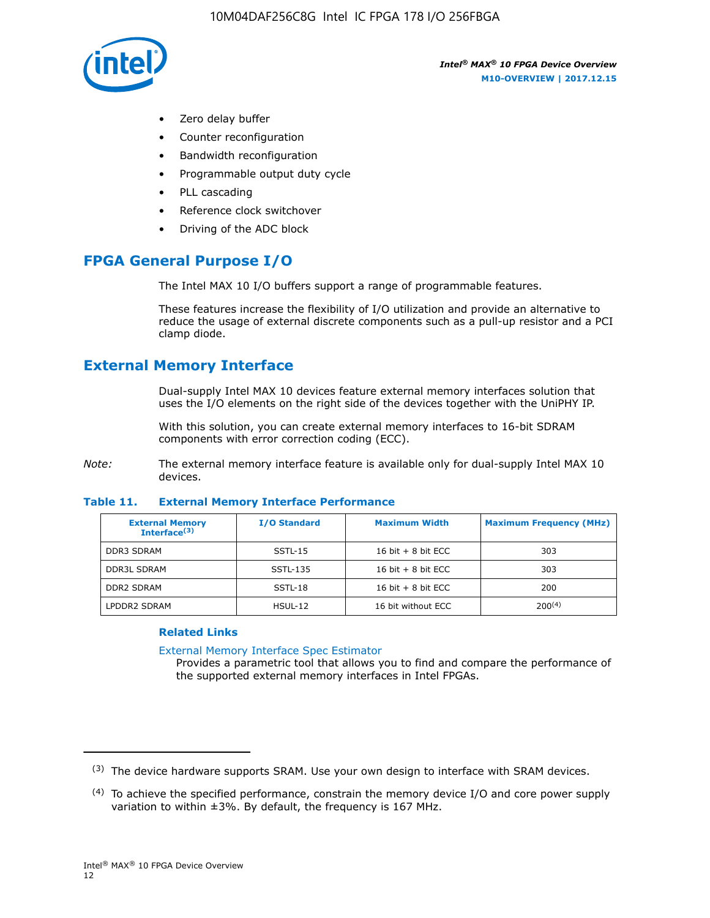- Zero delay buffer
- Counter reconfiguration
- Bandwidth reconfiguration
- Programmable output duty cycle
- PLL cascading
- Reference clock switchover
- Driving of the ADC block

## FPGA General Purpose I/O

The Intel MAX 10 I/O buffers support a range of programmable features.

These features increase the flexibility of I/O utilization and provide an alternative to reduce the usage of external discrete components such as a pull-up resistor and a PCI clamp diode.

## External Memory Interface

Dual-supply Intel MAX 10 devices feature external memory interfaces solution that uses the I/O elements on the right side of the devices together with the UniPHY IP.

With this solution, you can create external memory interfaces to 16-bit SDRAM components with error correction coding (ECC).

*Note:* The external memory interface feature is available only for dual-supply Intel MAX 10 devices.

**Table 11. External Memory Interface Performance**

| External Memory Interface[3] | I/O Standard | Maximum Width | Maximum Frequency (MHz) |
|---|---|---|---|
| DDR3 SDRAM | SSTL-15 | 16 bit + 8 bit ECC | 303 |
| DDR3L SDRAM | SSTL-135 | 16 bit + 8 bit ECC | 303 |
| DDR2 SDRAM | SSTL-18 | 16 bit + 8 bit ECC | 200 |
| LPDDR2 SDRAM | HSUL-12 | 16 bit without ECC | 200[4] |

### Related Links

External Memory Interface Spec Estimator
Provides a parametric tool that allows you to find and compare the performance of the supported external memory interfaces in Intel FPGAs.

---

[3] The device hardware supports SRAM. Use your own design to interface with SRAM devices.

[4] To achieve the specified performance, constrain the memory device I/O and core power supply variation to within ±3%. By default, the frequency is 167 MHz.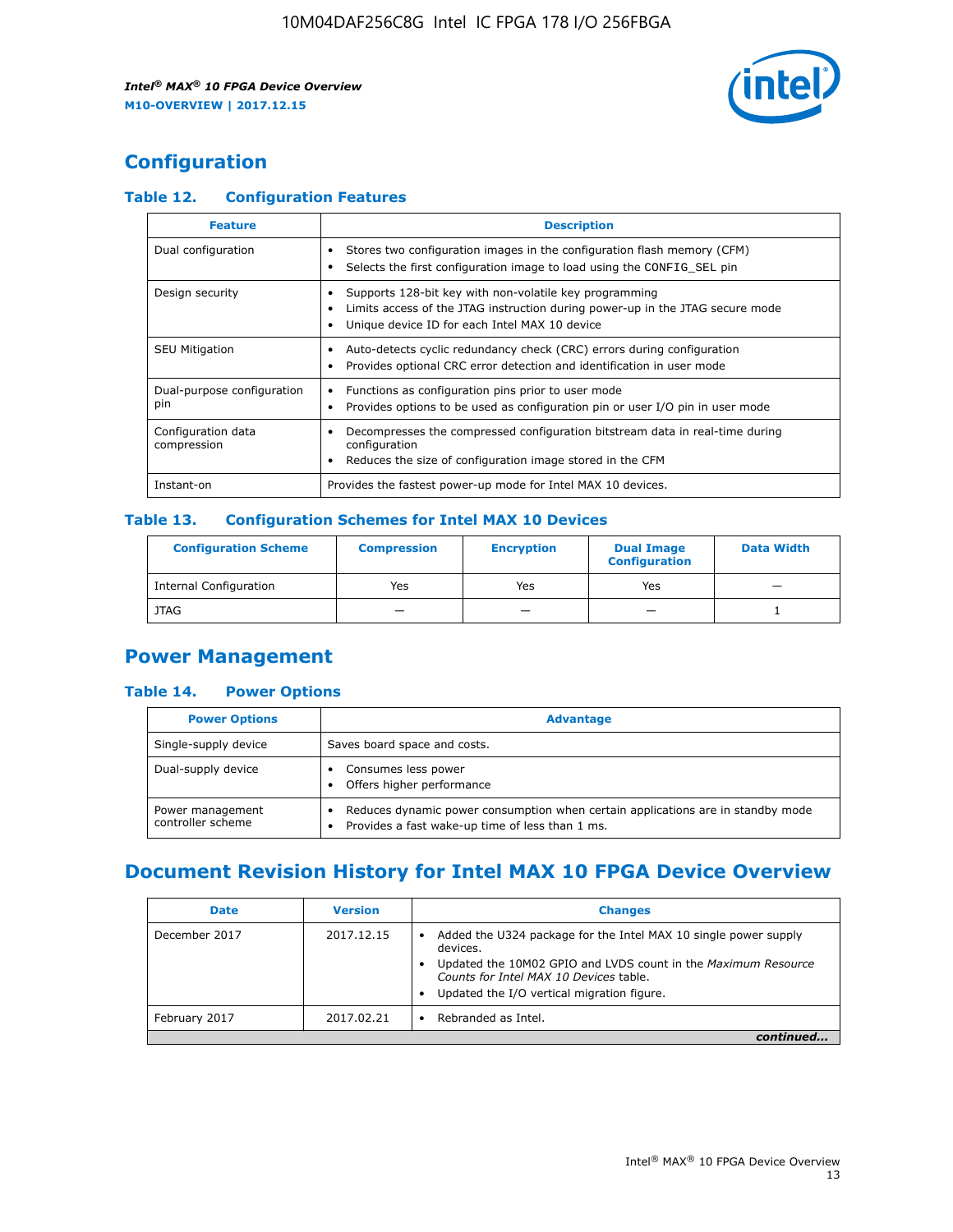# Configuration

### Table 12. Configuration Features

| Feature | Description |
| --- | --- |
| Dual configuration | • Stores two configuration images in the configuration flash memory (CFM)<br>• Selects the first configuration image to load using the CONFIG_SEL pin |
| Design security | • Supports 128-bit key with non-volatile key programming<br>• Limits access of the JTAG instruction during power-up in the JTAG secure mode<br>• Unique device ID for each Intel MAX 10 device |
| SEU Mitigation | • Auto-detects cyclic redundancy check (CRC) errors during configuration<br>• Provides optional CRC error detection and identification in user mode |
| Dual-purpose configuration pin | • Functions as configuration pins prior to user mode<br>• Provides options to be used as configuration pin or user I/O pin in user mode |
| Configuration data compression | • Decompresses the compressed configuration bitstream data in real-time during configuration<br>• Reduces the size of configuration image stored in the CFM |
| Instant-on | Provides the fastest power-up mode for Intel MAX 10 devices. |

### Table 13. Configuration Schemes for Intel MAX 10 Devices

| Configuration Scheme | Compression | Encryption | Dual Image Configuration | Data Width |
| --- | --- | --- | --- | --- |
| Internal Configuration | Yes | Yes | Yes | — |
| JTAG | — | — | — | 1 |

# Power Management

### Table 14. Power Options

| Power Options | Advantage |
| --- | --- |
| Single-supply device | Saves board space and costs. |
| Dual-supply device | • Consumes less power<br>• Offers higher performance |
| Power management controller scheme | • Reduces dynamic power consumption when certain applications are in standby mode<br>• Provides a fast wake-up time of less than 1 ms. |

# Document Revision History for Intel MAX 10 FPGA Device Overview

| Date | Version | Changes |
| --- | --- | --- |
| December 2017 | 2017.12.15 | • Added the U324 package for the Intel MAX 10 single power supply devices.<br>• Updated the 10M02 GPIO and LVDS count in the *Maximum Resource Counts for Intel MAX 10 Devices* table.<br>• Updated the I/O vertical migration figure. |
| February 2017 | 2017.02.21 | • Rebranded as Intel. |

*continued...*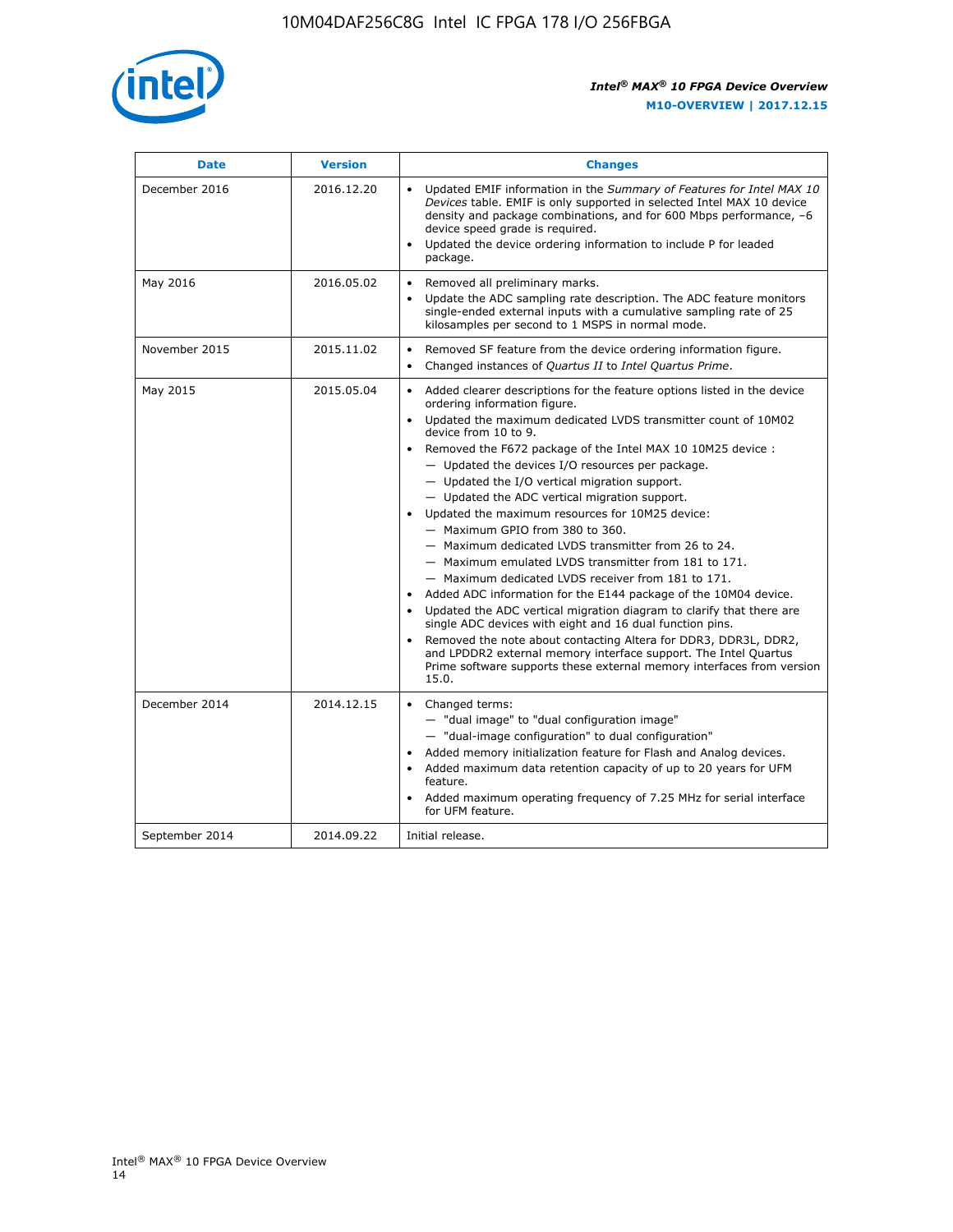| Date | Version | Changes |
| --- | --- | --- |
| December 2016 | 2016.12.20 | • Updated EMIF information in the *Summary of Features for Intel MAX 10 Devices* table. EMIF is only supported in selected Intel MAX 10 device density and package combinations, and for 600 Mbps performance, –6 device speed grade is required.<br>• Updated the device ordering information to include P for leaded package. |
| May 2016 | 2016.05.02 | • Removed all preliminary marks.<br>• Update the ADC sampling rate description. The ADC feature monitors single-ended external inputs with a cumulative sampling rate of 25 kilosamples per second to 1 MSPS in normal mode. |
| November 2015 | 2015.11.02 | • Removed SF feature from the device ordering information figure.<br>• Changed instances of *Quartus II* to *Intel Quartus Prime*. |
| May 2015 | 2015.05.04 | • Added clearer descriptions for the feature options listed in the device ordering information figure.<br>• Updated the maximum dedicated LVDS transmitter count of 10M02 device from 10 to 9.<br>• Removed the F672 package of the Intel MAX 10 10M25 device :<br>  — Updated the devices I/O resources per package.<br>  — Updated the I/O vertical migration support.<br>  — Updated the ADC vertical migration support.<br>• Updated the maximum resources for 10M25 device:<br>  — Maximum GPIO from 380 to 360.<br>  — Maximum dedicated LVDS transmitter from 26 to 24.<br>  — Maximum emulated LVDS transmitter from 181 to 171.<br>  — Maximum dedicated LVDS receiver from 181 to 171.<br>• Added ADC information for the E144 package of the 10M04 device.<br>• Updated the ADC vertical migration diagram to clarify that there are single ADC devices with eight and 16 dual function pins.<br>• Removed the note about contacting Altera for DDR3, DDR3L, DDR2, and LPDDR2 external memory interface support. The Intel Quartus Prime software supports these external memory interfaces from version 15.0. |
| December 2014 | 2014.12.15 | • Changed terms:<br>  — "dual image" to "dual configuration image"<br>  — "dual-image configuration" to dual configuration"<br>• Added memory initialization feature for Flash and Analog devices.<br>• Added maximum data retention capacity of up to 20 years for UFM feature.<br>• Added maximum operating frequency of 7.25 MHz for serial interface for UFM feature. |
| September 2014 | 2014.09.22 | Initial release. |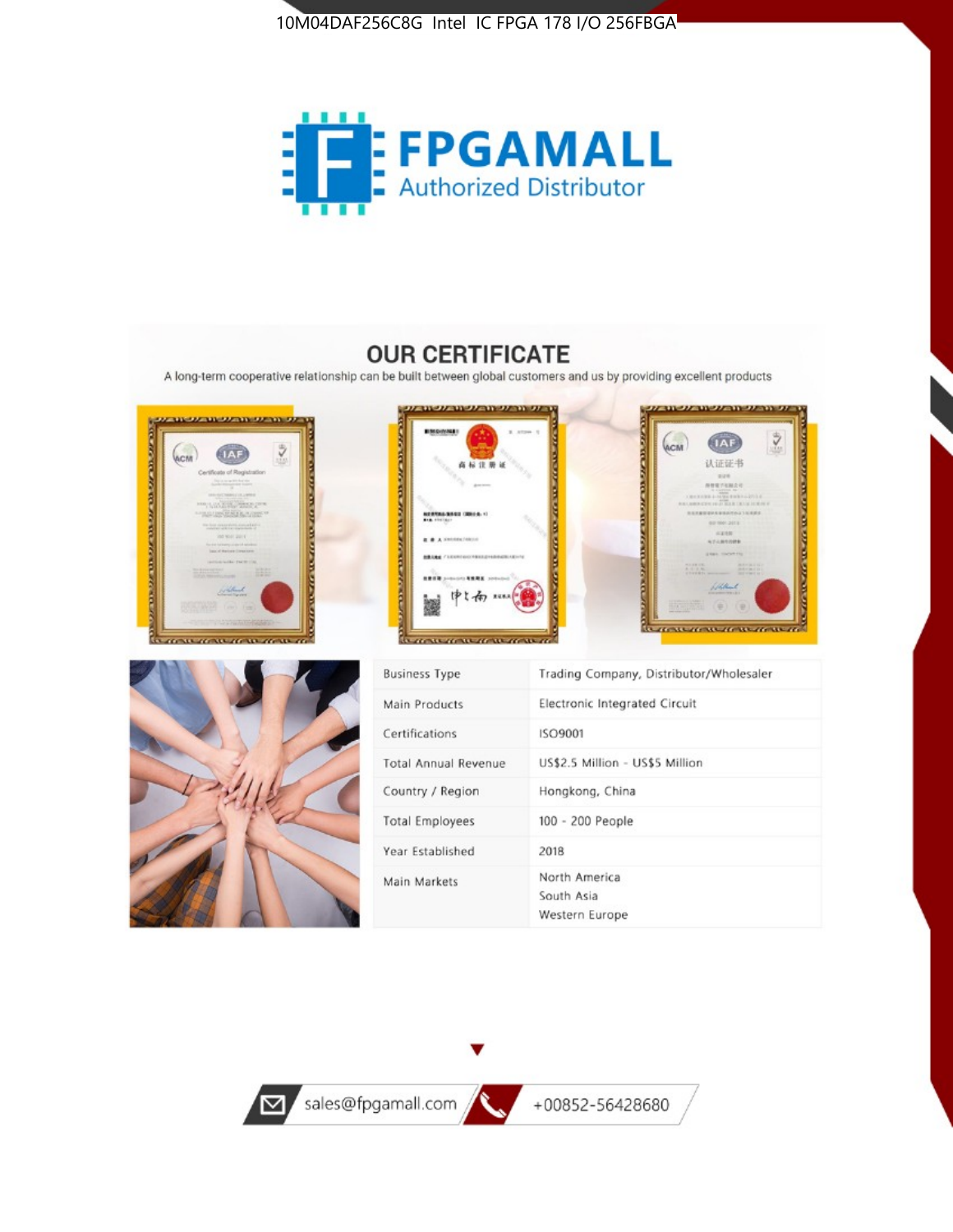FPGAMALL
Authorized Distributor

## OUR CERTIFICATE

A long-term cooperative relationship can be built between global customers and us by providing excellent products

| | |
|---|---|
| Business Type | Trading Company, Distributor/Wholesaler |
| Main Products | Electronic Integrated Circuit |
| Certifications | ISO9001 |
| Total Annual Revenue | US$2.5 Million - US$5 Million |
| Country / Region | Hongkong, China |
| Total Employees | 100 - 200 People |
| Year Established | 2018 |
| Main Markets | North America<br>South Asia<br>Western Europe |

sales@fpgamall.com

+00852-56428680